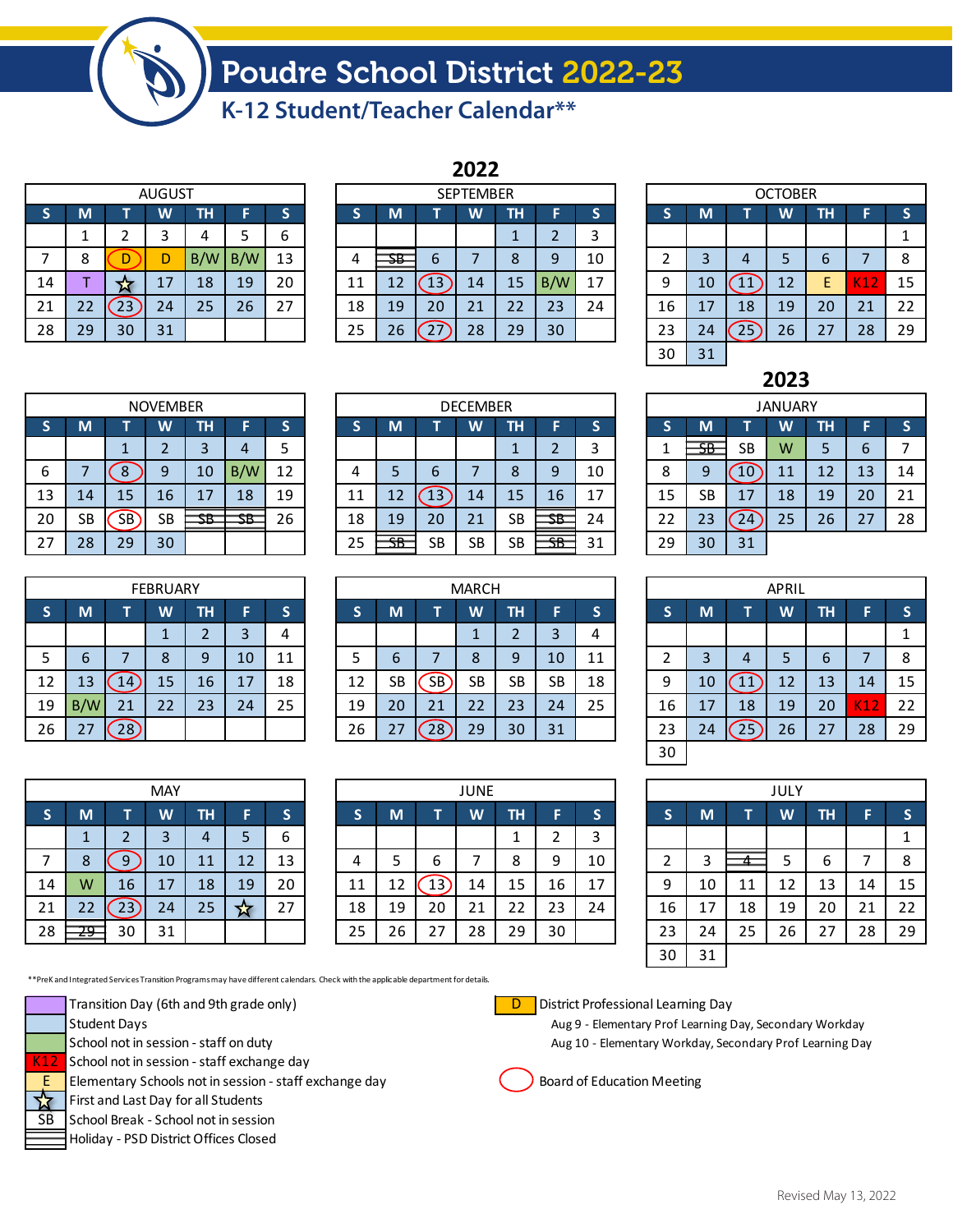# Poudre School District 2022-23

## K-12 Student/Teacher Calendar**

## 2022

**AUGUST**

| S | M | T | W | TH | F | S |
|---|---|---|---|---|---|---|
| | 1 | 2 | 3 | 4 | 5 | 6 |
| 7 | 8 | D | D | B/W | B/W | 13 |
| 14 | T | ☆ | 17 | 18 | 19 | 20 |
| 21 | 22 | 23 | 24 | 25 | 26 | 27 |
| 28 | 29 | 30 | 31 | | | |

**SEPTEMBER**

| S | M | T | W | TH | F | S |
|---|---|---|---|---|---|---|
| | | | | 1 | 2 | 3 |
| 4 | SB | 6 | 7 | 8 | 9 | 10 |
| 11 | 12 | 13 | 14 | 15 | B/W | 17 |
| 18 | 19 | 20 | 21 | 22 | 23 | 24 |
| 25 | 26 | 27 | 28 | 29 | 30 | |

**OCTOBER**

| S | M | T | W | TH | F | S |
|---|---|---|---|---|---|---|
| | | | | | | 1 |
| 2 | 3 | 4 | 5 | 6 | 7 | 8 |
| 9 | 10 | 11 | 12 | E | K12 | 15 |
| 16 | 17 | 18 | 19 | 20 | 21 | 22 |
| 23 | 24 | 25 | 26 | 27 | 28 | 29 |
| 30 | 31 | | | | | |

**NOVEMBER**

| S | M | T | W | TH | F | S |
|---|---|---|---|---|---|---|
| | | 1 | 2 | 3 | 4 | 5 |
| 6 | 7 | 8 | 9 | 10 | B/W | 12 |
| 13 | 14 | 15 | 16 | 17 | 18 | 19 |
| 20 | SB | SB | SB | SB | SB | 26 |
| 27 | 28 | 29 | 30 | | | |

**DECEMBER**

| S | M | T | W | TH | F | S |
|---|---|---|---|---|---|---|
| | | | | 1 | 2 | 3 |
| 4 | 5 | 6 | 7 | 8 | 9 | 10 |
| 11 | 12 | 13 | 14 | 15 | 16 | 17 |
| 18 | 19 | 20 | 21 | SB | SB | 24 |
| 25 | SB | SB | SB | SB | SB | 31 |

## 2023

**JANUARY**

| S | M | T | W | TH | F | S |
|---|---|---|---|---|---|---|
| 1 | SB | SB | W | 5 | 6 | 7 |
| 8 | 9 | 10 | 11 | 12 | 13 | 14 |
| 15 | SB | 17 | 18 | 19 | 20 | 21 |
| 22 | 23 | 24 | 25 | 26 | 27 | 28 |
| 29 | 30 | 31 | | | | |

**FEBRUARY**

| S | M | T | W | TH | F | S |
|---|---|---|---|---|---|---|
| | | | 1 | 2 | 3 | 4 |
| 5 | 6 | 7 | 8 | 9 | 10 | 11 |
| 12 | 13 | 14 | 15 | 16 | 17 | 18 |
| 19 | B/W | 21 | 22 | 23 | 24 | 25 |
| 26 | 27 | 28 | | | | |

**MARCH**

| S | M | T | W | TH | F | S |
|---|---|---|---|---|---|---|
| | | | 1 | 2 | 3 | 4 |
| 5 | 6 | 7 | 8 | 9 | 10 | 11 |
| 12 | SB | SB | SB | SB | SB | 18 |
| 19 | 20 | 21 | 22 | 23 | 24 | 25 |
| 26 | 27 | 28 | 29 | 30 | 31 | |

**APRIL**

| S | M | T | W | TH | F | S |
|---|---|---|---|---|---|---|
| | | | | | | 1 |
| 2 | 3 | 4 | 5 | 6 | 7 | 8 |
| 9 | 10 | 11 | 12 | 13 | 14 | 15 |
| 16 | 17 | 18 | 19 | 20 | K12 | 22 |
| 23 | 24 | 25 | 26 | 27 | 28 | 29 |
| 30 | | | | | | |

**MAY**

| S | M | T | W | TH | F | S |
|---|---|---|---|---|---|---|
| | 1 | 2 | 3 | 4 | 5 | 6 |
| 7 | 8 | 9 | 10 | 11 | 12 | 13 |
| 14 | W | 16 | 17 | 18 | 19 | 20 |
| 21 | 22 | 23 | 24 | 25 | ☆ | 27 |
| 28 | 29 | 30 | 31 | | | |

**JUNE**

| S | M | T | W | TH | F | S |
|---|---|---|---|---|---|---|
| | | | | 1 | 2 | 3 |
| 4 | 5 | 6 | 7 | 8 | 9 | 10 |
| 11 | 12 | 13 | 14 | 15 | 16 | 17 |
| 18 | 19 | 20 | 21 | 22 | 23 | 24 |
| 25 | 26 | 27 | 28 | 29 | 30 | |

**JULY**

| S | M | T | W | TH | F | S |
|---|---|---|---|---|---|---|
| | | | | | | 1 |
| 2 | 3 | 4 | 5 | 6 | 7 | 8 |
| 9 | 10 | 11 | 12 | 13 | 14 | 15 |
| 16 | 17 | 18 | 19 | 20 | 21 | 22 |
| 23 | 24 | 25 | 26 | 27 | 28 | 29 |
| 30 | 31 | | | | | |

**PreK and Integrated Services Transition Programs may have different calendars. Check with the applicable department for details.

**Legend:**

- T — Transition Day (6th and 9th grade only)
- Student Days
- School not in session - staff on duty
- K12 — School not in session - staff exchange day
- E — Elementary Schools not in session - staff exchange day
- ☆ — First and Last Day for all Students
- SB — School Break - School not in session
- Holiday - PSD District Offices Closed
- D — District Professional Learning Day
  - Aug 9 - Elementary Prof Learning Day, Secondary Workday
  - Aug 10 - Elementary Workday, Secondary Prof Learning Day
- Circled date — Board of Education Meeting

Revised May 13, 2022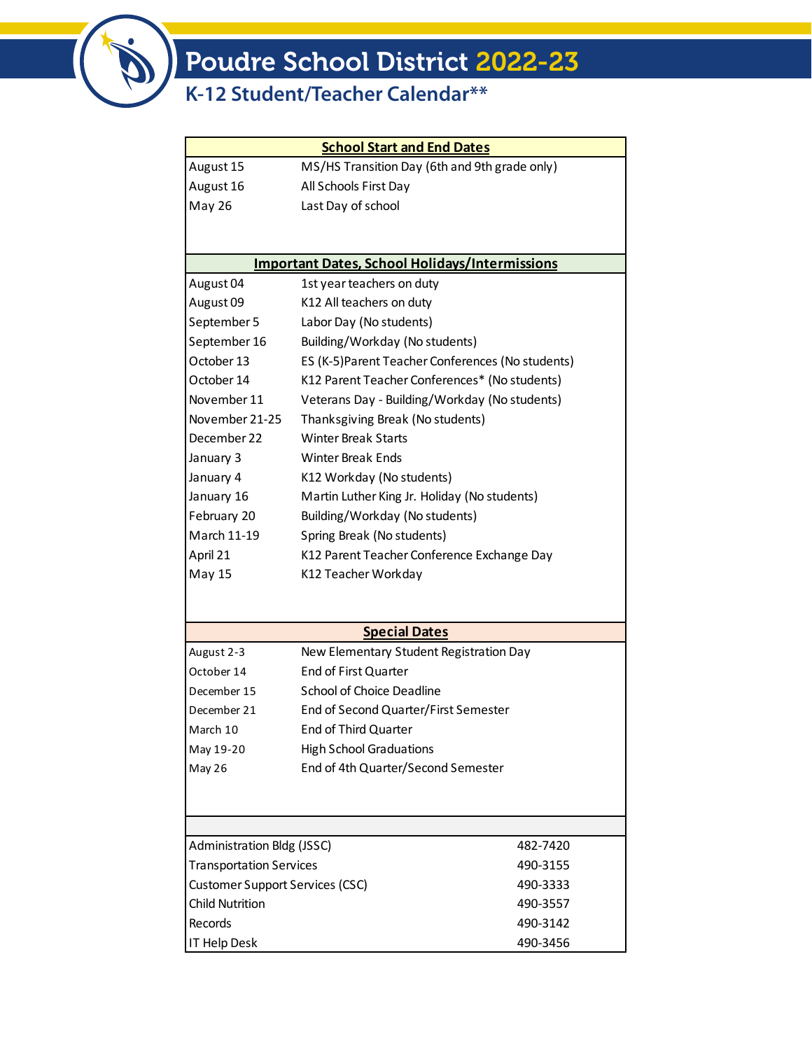# Poudre School District 2022-23

## K-12 Student/Teacher Calendar**

| School Start and End Dates | |
|---|---|
| August 15 | MS/HS Transition Day (6th and 9th grade only) |
| August 16 | All Schools First Day |
| May 26 | Last Day of school |

| Important Dates, School Holidays/Intermissions | |
|---|---|
| August 04 | 1st year teachers on duty |
| August 09 | K12 All teachers on duty |
| September 5 | Labor Day (No students) |
| September 16 | Building/Workday (No students) |
| October 13 | ES (K-5)Parent Teacher Conferences (No students) |
| October 14 | K12 Parent Teacher Conferences* (No students) |
| November 11 | Veterans Day - Building/Workday (No students) |
| November 21-25 | Thanksgiving Break (No students) |
| December 22 | Winter Break Starts |
| January 3 | Winter Break Ends |
| January 4 | K12 Workday (No students) |
| January 16 | Martin Luther King Jr. Holiday (No students) |
| February 20 | Building/Workday (No students) |
| March 11-19 | Spring Break (No students) |
| April 21 | K12 Parent Teacher Conference Exchange Day |
| May 15 | K12 Teacher Workday |

| Special Dates | |
|---|---|
| August 2-3 | New Elementary Student Registration Day |
| October 14 | End of First Quarter |
| December 15 | School of Choice Deadline |
| December 21 | End of Second Quarter/First Semester |
| March 10 | End of Third Quarter |
| May 19-20 | High School Graduations |
| May 26 | End of 4th Quarter/Second Semester |

| | |
|---|---|
| Administration Bldg (JSSC) | 482-7420 |
| Transportation Services | 490-3155 |
| Customer Support Services (CSC) | 490-3333 |
| Child Nutrition | 490-3557 |
| Records | 490-3142 |
| IT Help Desk | 490-3456 |